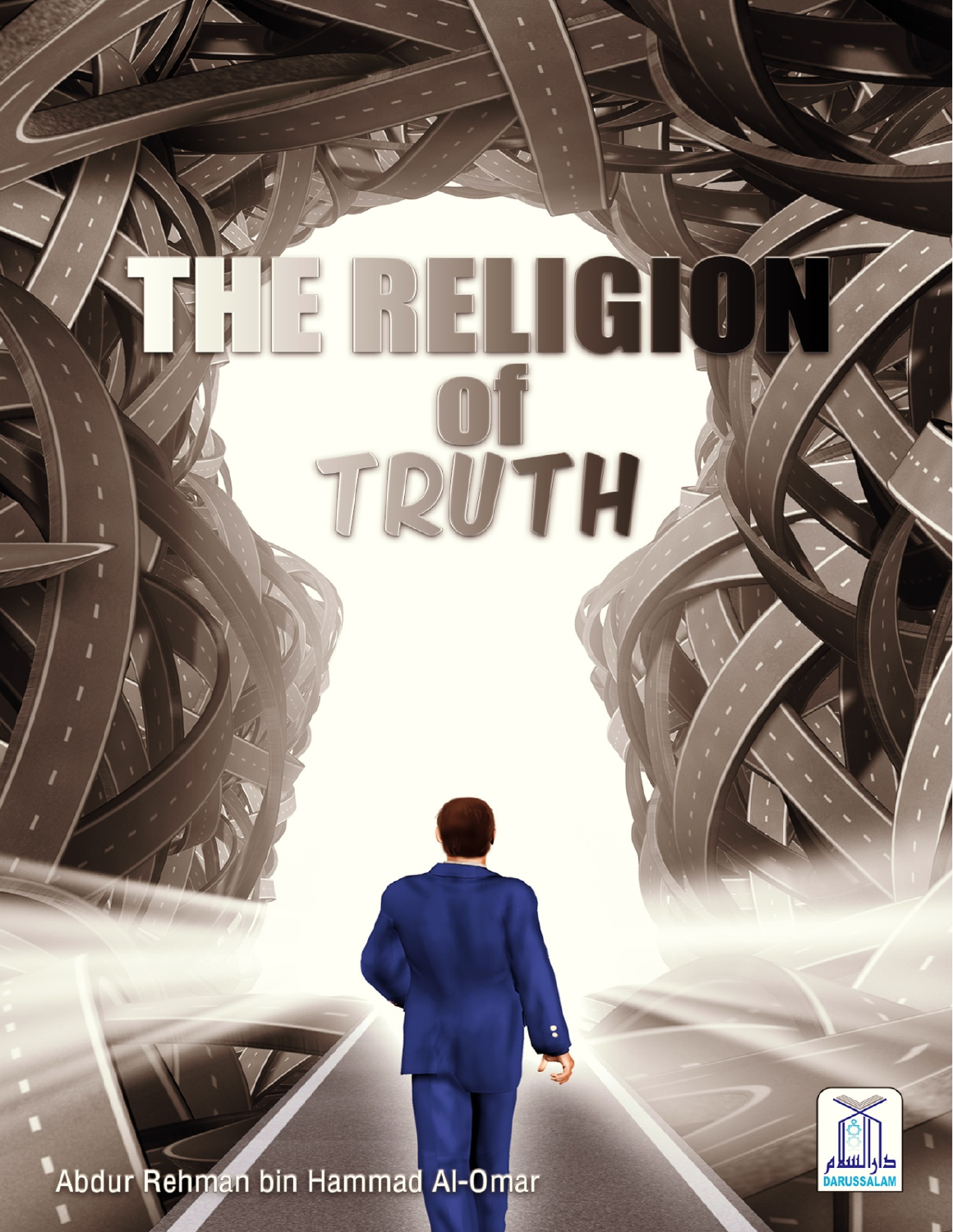# THE RELIGION of TRUTH

Abdur Rehman bin Hammad Al-Omar

دار السلام
DARUSSALAM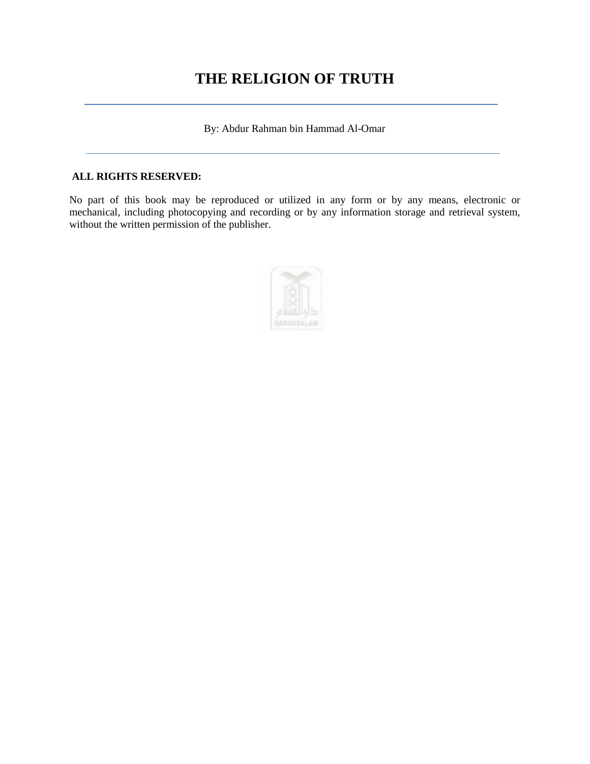# THE RELIGION OF TRUTH

By: Abdur Rahman bin Hammad Al-Omar

**ALL RIGHTS RESERVED:**

No part of this book may be reproduced or utilized in any form or by any means, electronic or mechanical, including photocopying and recording or by any information storage and retrieval system, without the written permission of the publisher.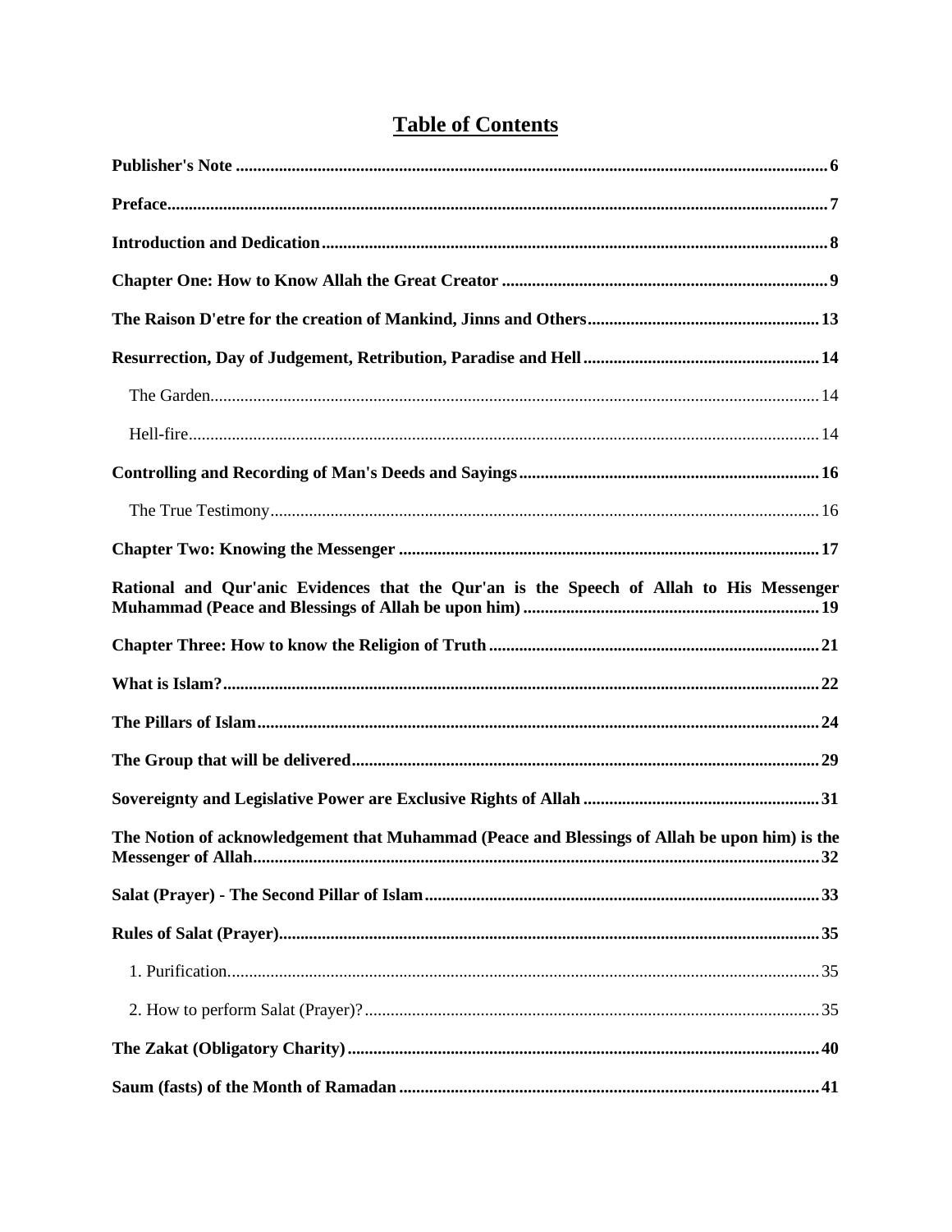# Table of Contents

**Publisher's Note** ........ **6**

**Preface** ........ **7**

**Introduction and Dedication** ........ **8**

**Chapter One: How to Know Allah the Great Creator** ........ **9**

**The Raison D'etre for the creation of Mankind, Jinns and Others** ........ **13**

**Resurrection, Day of Judgement, Retribution, Paradise and Hell** ........ **14**

- The Garden ........ 14
- Hell-fire ........ 14

**Controlling and Recording of Man's Deeds and Sayings** ........ **16**

- The True Testimony ........ 16

**Chapter Two: Knowing the Messenger** ........ **17**

**Rational and Qur'anic Evidences that the Qur'an is the Speech of Allah to His Messenger Muhammad (Peace and Blessings of Allah be upon him)** ........ **19**

**Chapter Three: How to know the Religion of Truth** ........ **21**

**What is Islam?** ........ **22**

**The Pillars of Islam** ........ **24**

**The Group that will be delivered** ........ **29**

**Sovereignty and Legislative Power are Exclusive Rights of Allah** ........ **31**

**The Notion of acknowledgement that Muhammad (Peace and Blessings of Allah be upon him) is the Messenger of Allah** ........ **32**

**Salat (Prayer) - The Second Pillar of Islam** ........ **33**

**Rules of Salat (Prayer)** ........ **35**

- 1. Purification ........ 35
- 2. How to perform Salat (Prayer)? ........ 35

**The Zakat (Obligatory Charity)** ........ **40**

**Saum (fasts) of the Month of Ramadan** ........ **41**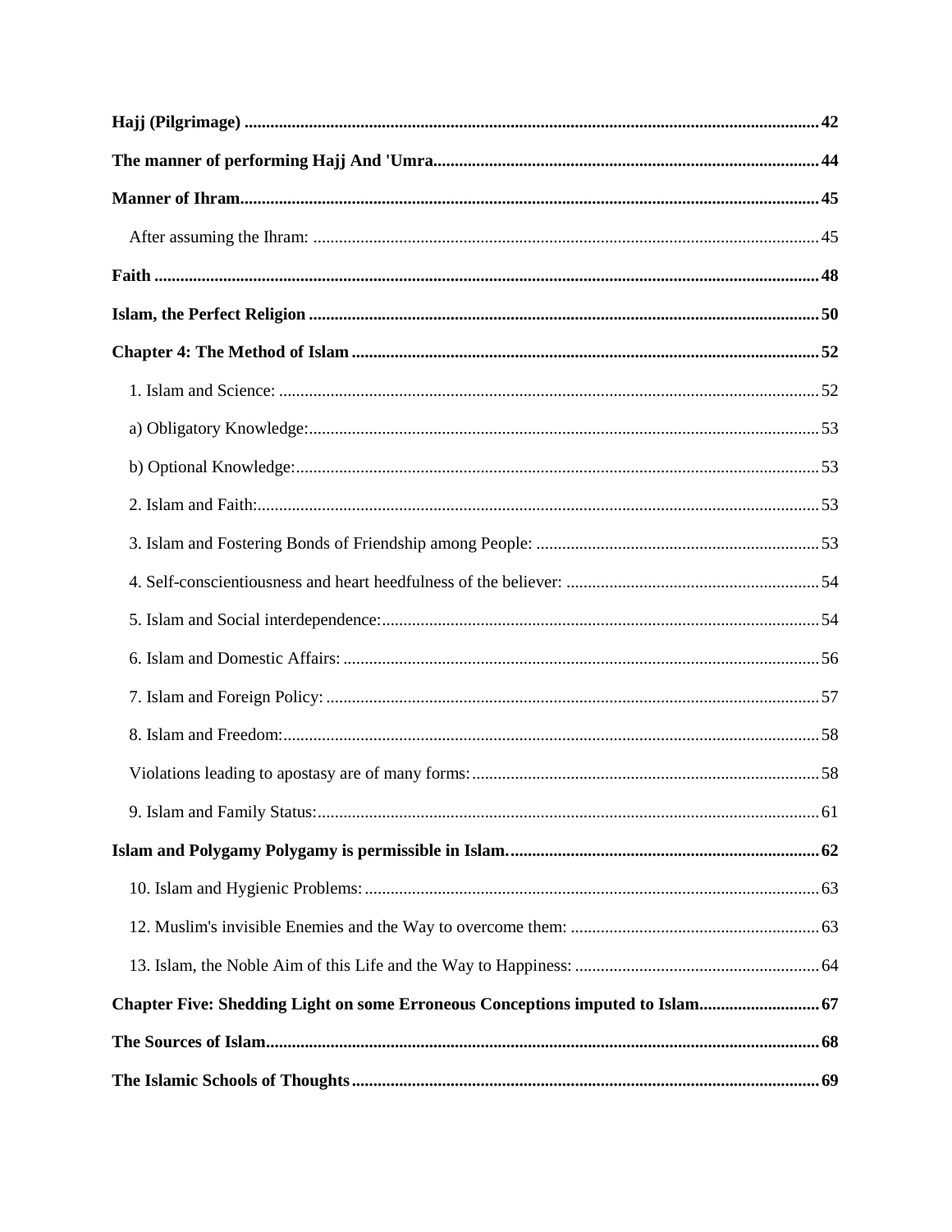**Hajj (Pilgrimage) .......... 42**

**The manner of performing Hajj And 'Umra .......... 44**

**Manner of Ihram .......... 45**

After assuming the Ihram: .......... 45

**Faith .......... 48**

**Islam, the Perfect Religion .......... 50**

**Chapter 4: The Method of Islam .......... 52**

1. Islam and Science: .......... 52

a) Obligatory Knowledge: .......... 53

b) Optional Knowledge: .......... 53

2. Islam and Faith: .......... 53

3. Islam and Fostering Bonds of Friendship among People: .......... 53

4. Self-conscientiousness and heart heedfulness of the believer: .......... 54

5. Islam and Social interdependence: .......... 54

6. Islam and Domestic Affairs: .......... 56

7. Islam and Foreign Policy: .......... 57

8. Islam and Freedom: .......... 58

Violations leading to apostasy are of many forms: .......... 58

9. Islam and Family Status: .......... 61

**Islam and Polygamy Polygamy is permissible in Islam. .......... 62**

10. Islam and Hygienic Problems: .......... 63

12. Muslim's invisible Enemies and the Way to overcome them: .......... 63

13. Islam, the Noble Aim of this Life and the Way to Happiness: .......... 64

**Chapter Five: Shedding Light on some Erroneous Conceptions imputed to Islam .......... 67**

**The Sources of Islam .......... 68**

**The Islamic Schools of Thoughts .......... 69**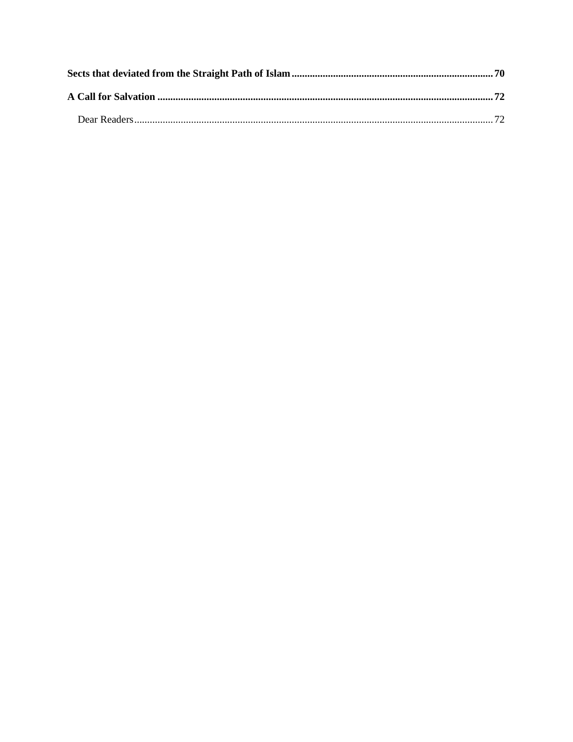**Sects that deviated from the Straight Path of Islam** .......... 70

**A Call for Salvation** .......... 72

Dear Readers .......... 72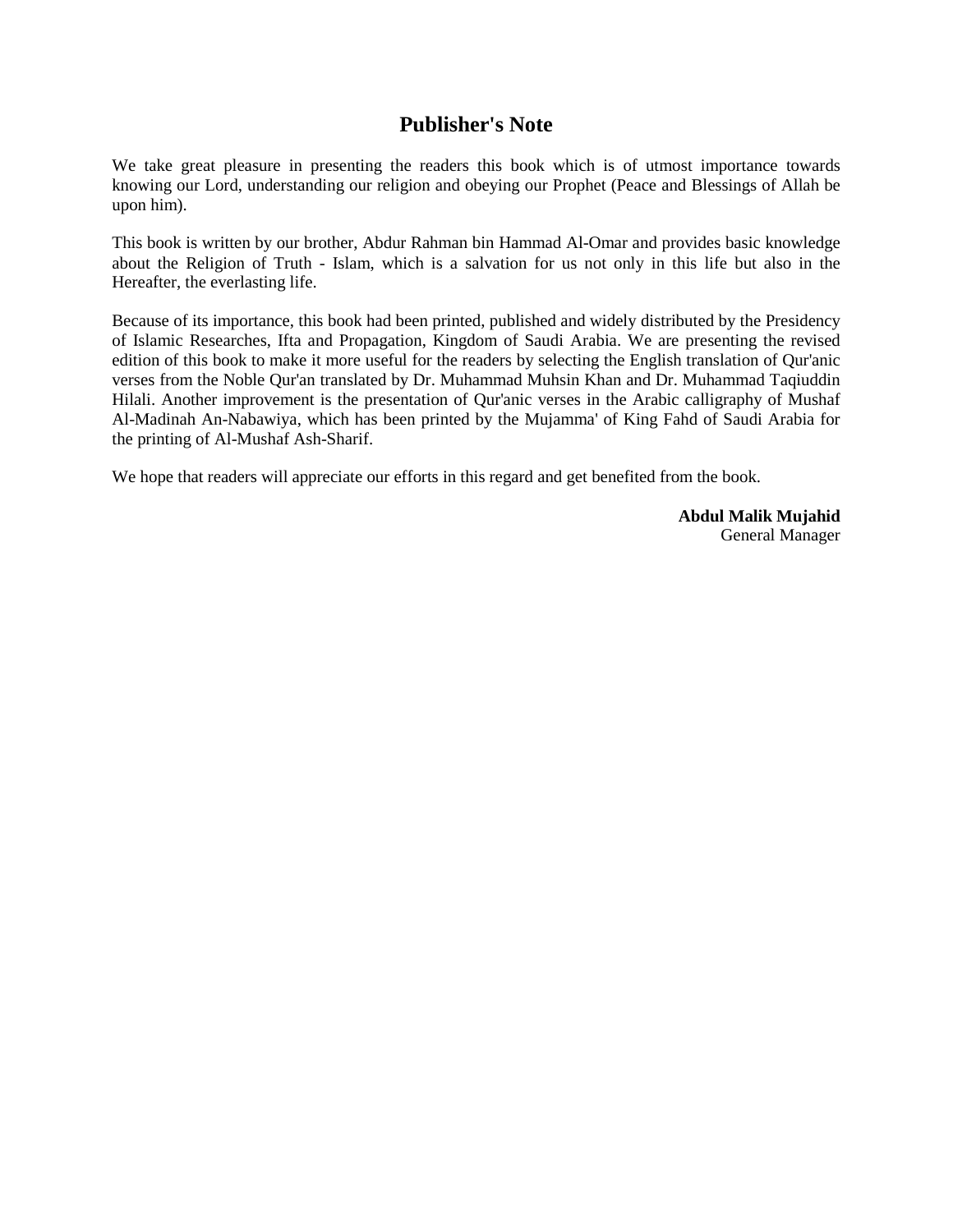# Publisher's Note

We take great pleasure in presenting the readers this book which is of utmost importance towards knowing our Lord, understanding our religion and obeying our Prophet (Peace and Blessings of Allah be upon him).

This book is written by our brother, Abdur Rahman bin Hammad Al-Omar and provides basic knowledge about the Religion of Truth - Islam, which is a salvation for us not only in this life but also in the Hereafter, the everlasting life.

Because of its importance, this book had been printed, published and widely distributed by the Presidency of Islamic Researches, Ifta and Propagation, Kingdom of Saudi Arabia. We are presenting the revised edition of this book to make it more useful for the readers by selecting the English translation of Qur'anic verses from the Noble Qur'an translated by Dr. Muhammad Muhsin Khan and Dr. Muhammad Taqiuddin Hilali. Another improvement is the presentation of Qur'anic verses in the Arabic calligraphy of Mushaf Al-Madinah An-Nabawiya, which has been printed by the Mujamma' of King Fahd of Saudi Arabia for the printing of Al-Mushaf Ash-Sharif.

We hope that readers will appreciate our efforts in this regard and get benefited from the book.

**Abdul Malik Mujahid**
General Manager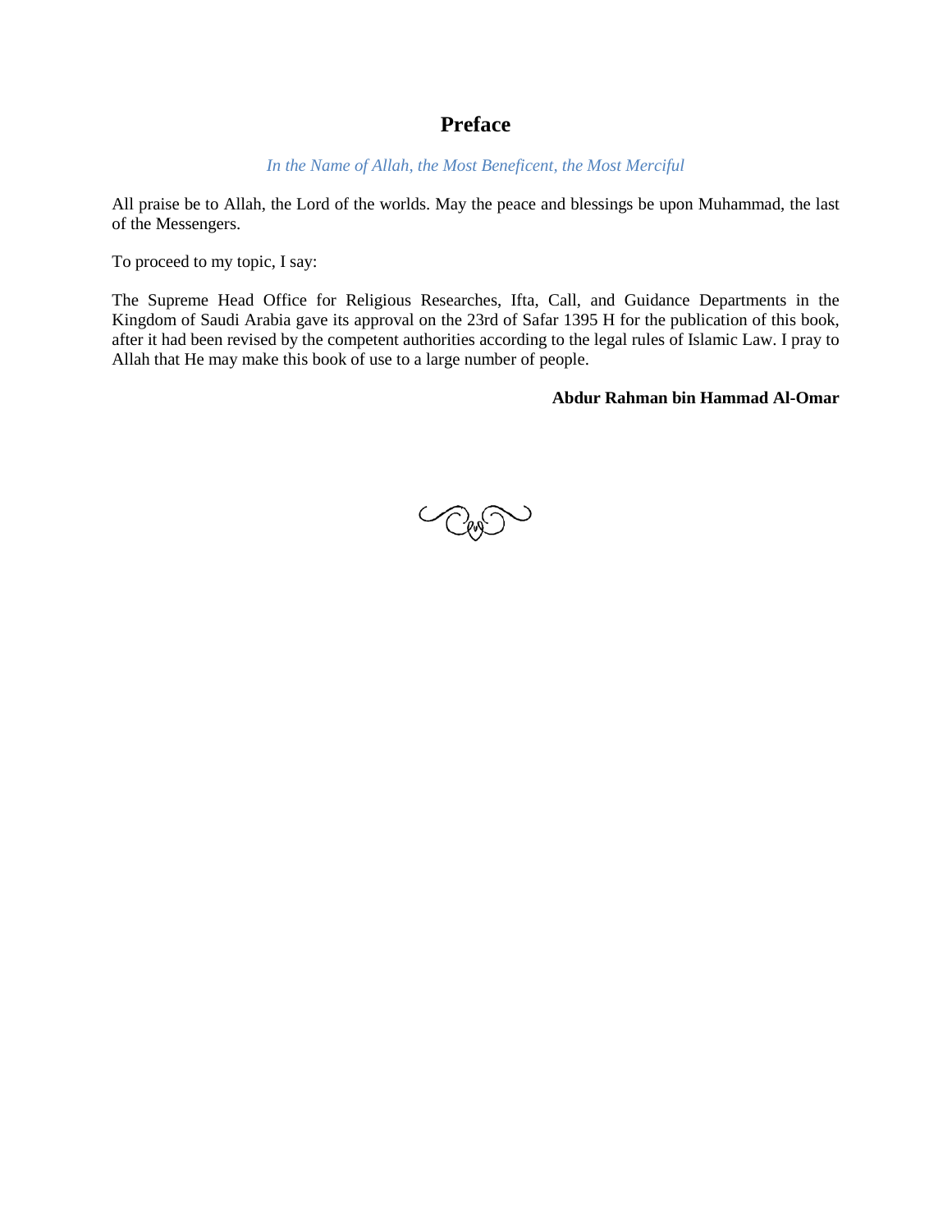# Preface

*In the Name of Allah, the Most Beneficent, the Most Merciful*

All praise be to Allah, the Lord of the worlds. May the peace and blessings be upon Muhammad, the last of the Messengers.

To proceed to my topic, I say:

The Supreme Head Office for Religious Researches, Ifta, Call, and Guidance Departments in the Kingdom of Saudi Arabia gave its approval on the 23rd of Safar 1395 H for the publication of this book, after it had been revised by the competent authorities according to the legal rules of Islamic Law. I pray to Allah that He may make this book of use to a large number of people.

**Abdur Rahman bin Hammad Al-Omar**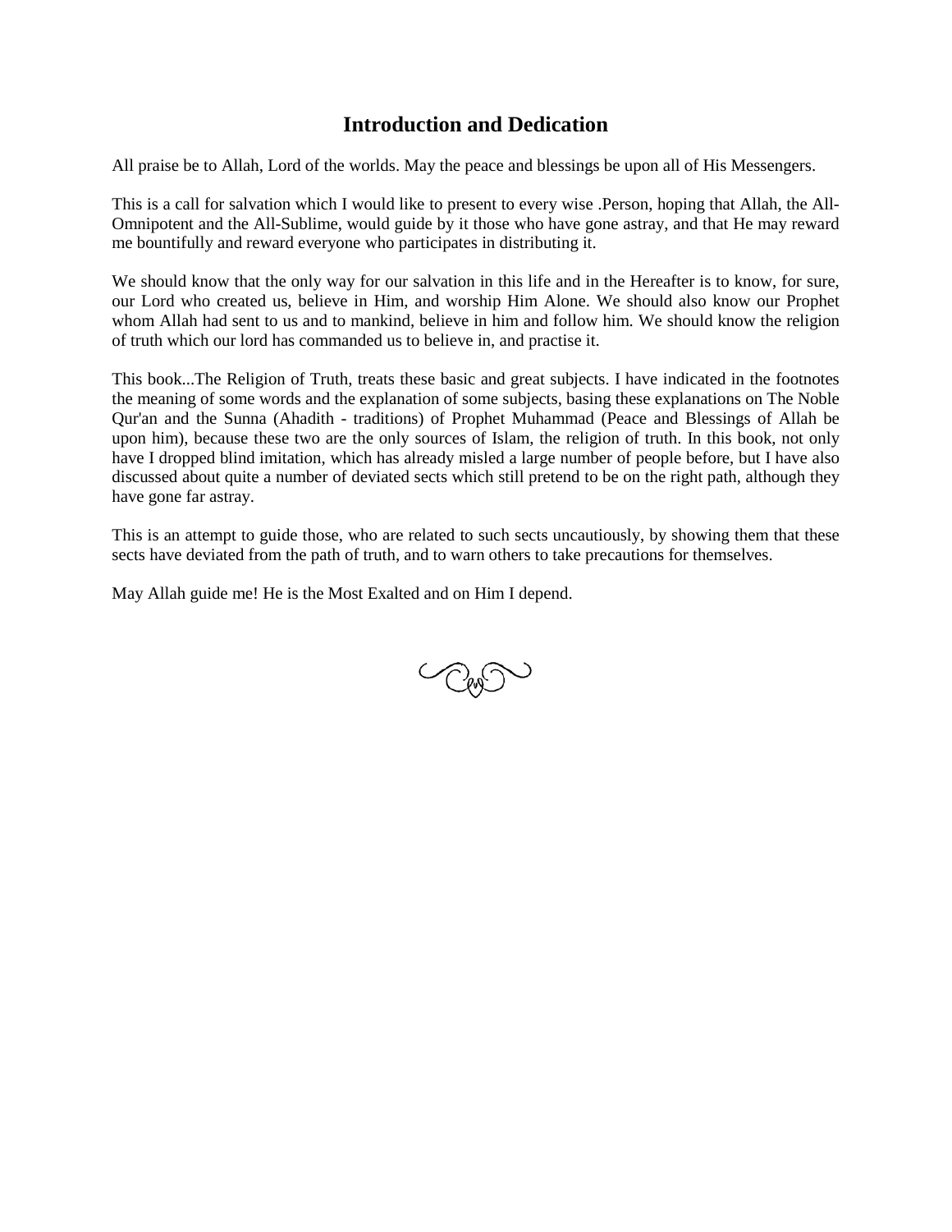## Introduction and Dedication

All praise be to Allah, Lord of the worlds. May the peace and blessings be upon all of His Messengers.

This is a call for salvation which I would like to present to every wise .Person, hoping that Allah, the All-Omnipotent and the All-Sublime, would guide by it those who have gone astray, and that He may reward me bountifully and reward everyone who participates in distributing it.

We should know that the only way for our salvation in this life and in the Hereafter is to know, for sure, our Lord who created us, believe in Him, and worship Him Alone. We should also know our Prophet whom Allah had sent to us and to mankind, believe in him and follow him. We should know the religion of truth which our lord has commanded us to believe in, and practise it.

This book...The Religion of Truth, treats these basic and great subjects. I have indicated in the footnotes the meaning of some words and the explanation of some subjects, basing these explanations on The Noble Qur'an and the Sunna (Ahadith - traditions) of Prophet Muhammad (Peace and Blessings of Allah be upon him), because these two are the only sources of Islam, the religion of truth. In this book, not only have I dropped blind imitation, which has already misled a large number of people before, but I have also discussed about quite a number of deviated sects which still pretend to be on the right path, although they have gone far astray.

This is an attempt to guide those, who are related to such sects uncautiously, by showing them that these sects have deviated from the path of truth, and to warn others to take precautions for themselves.

May Allah guide me! He is the Most Exalted and on Him I depend.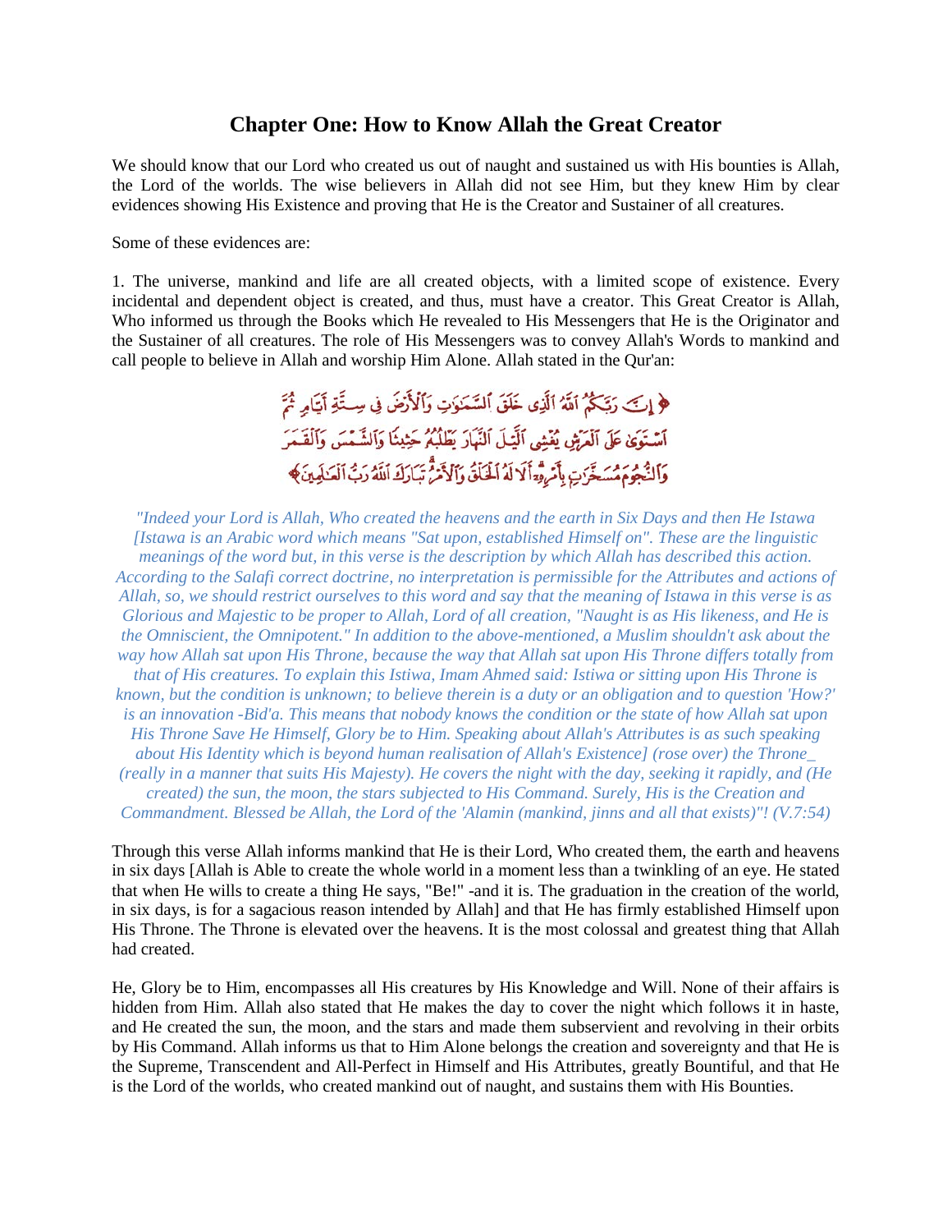## Chapter One: How to Know Allah the Great Creator

We should know that our Lord who created us out of naught and sustained us with His bounties is Allah, the Lord of the worlds. The wise believers in Allah did not see Him, but they knew Him by clear evidences showing His Existence and proving that He is the Creator and Sustainer of all creatures.

Some of these evidences are:

1. The universe, mankind and life are all created objects, with a limited scope of existence. Every incidental and dependent object is created, and thus, must have a creator. This Great Creator is Allah, Who informed us through the Books which He revealed to His Messengers that He is the Originator and the Sustainer of all creatures. The role of His Messengers was to convey Allah's Words to mankind and call people to believe in Allah and worship Him Alone. Allah stated in the Qur'an:

﴿ إِنَّ رَبَّكُمُ ٱللَّهُ ٱلَّذِى خَلَقَ ٱلسَّمَٰوَٰتِ وَٱلْأَرْضَ فِى سِتَّةِ أَيَّامٍ ثُمَّ ٱسْتَوَىٰ عَلَى ٱلْعَرْشِ يُغْشِى ٱلَّيْلَ ٱلنَّهَارَ يَطْلُبُهُۥ حَثِيثًا وَٱلشَّمْسَ وَٱلْقَمَرَ وَٱلنُّجُومَ مُسَخَّرَٰتٍۭ بِأَمْرِهِۦٓ ۗ أَلَا لَهُ ٱلْخَلْقُ وَٱلْأَمْرُ ۗ تَبَارَكَ ٱللَّهُ رَبُّ ٱلْعَٰلَمِينَ ﴾

*"Indeed your Lord is Allah, Who created the heavens and the earth in Six Days and then He Istawa [Istawa is an Arabic word which means "Sat upon, established Himself on". These are the linguistic meanings of the word but, in this verse is the description by which Allah has described this action. According to the Salafi correct doctrine, no interpretation is permissible for the Attributes and actions of Allah, so, we should restrict ourselves to this word and say that the meaning of Istawa in this verse is as Glorious and Majestic to be proper to Allah, Lord of all creation, "Naught is as His likeness, and He is the Omniscient, the Omnipotent." In addition to the above-mentioned, a Muslim shouldn't ask about the way how Allah sat upon His Throne, because the way that Allah sat upon His Throne differs totally from that of His creatures. To explain this Istiwa, Imam Ahmed said: Istiwa or sitting upon His Throne is known, but the condition is unknown; to believe therein is a duty or an obligation and to question 'How?' is an innovation -Bid'a. This means that nobody knows the condition or the state of how Allah sat upon His Throne Save He Himself, Glory be to Him. Speaking about Allah's Attributes is as such speaking about His Identity which is beyond human realisation of Allah's Existence] (rose over) the Throne_ (really in a manner that suits His Majesty). He covers the night with the day, seeking it rapidly, and (He created) the sun, the moon, the stars subjected to His Command. Surely, His is the Creation and Commandment. Blessed be Allah, the Lord of the 'Alamin (mankind, jinns and all that exists)"! (V.7:54)*

Through this verse Allah informs mankind that He is their Lord, Who created them, the earth and heavens in six days [Allah is Able to create the whole world in a moment less than a twinkling of an eye. He stated that when He wills to create a thing He says, "Be!" -and it is. The graduation in the creation of the world, in six days, is for a sagacious reason intended by Allah] and that He has firmly established Himself upon His Throne. The Throne is elevated over the heavens. It is the most colossal and greatest thing that Allah had created.

He, Glory be to Him, encompasses all His creatures by His Knowledge and Will. None of their affairs is hidden from Him. Allah also stated that He makes the day to cover the night which follows it in haste, and He created the sun, the moon, and the stars and made them subservient and revolving in their orbits by His Command. Allah informs us that to Him Alone belongs the creation and sovereignty and that He is the Supreme, Transcendent and All-Perfect in Himself and His Attributes, greatly Bountiful, and that He is the Lord of the worlds, who created mankind out of naught, and sustains them with His Bounties.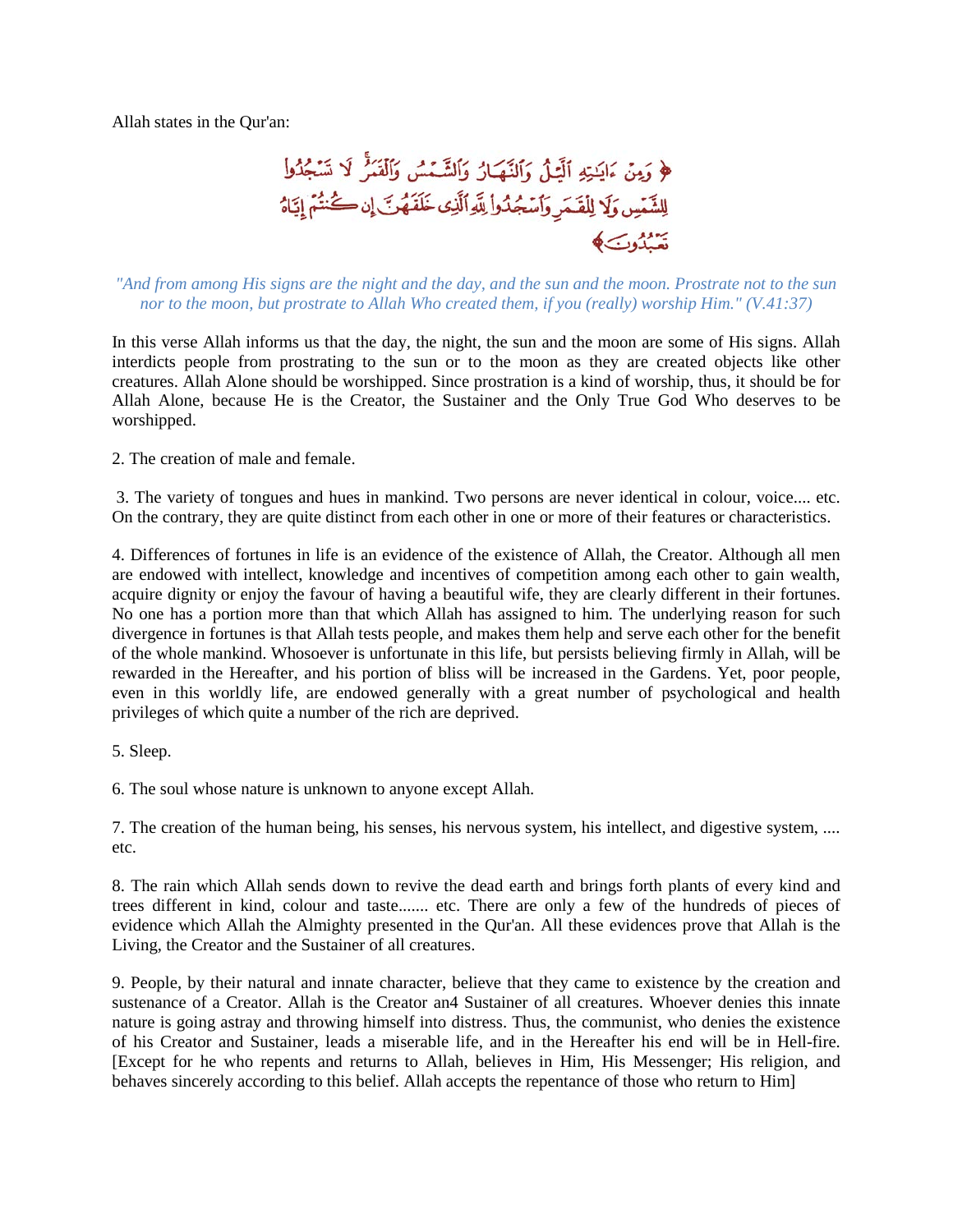Allah states in the Qur'an:

﴿ وَمِنْ ءَايَٰتِهِ ٱلَّيْلُ وَٱلنَّهَارُ وَٱلشَّمْسُ وَٱلْقَمَرُ ۚ لَا تَسْجُدُوا۟ لِلشَّمْسِ وَلَا لِلْقَمَرِ وَٱسْجُدُوا۟ لِلَّهِ ٱلَّذِى خَلَقَهُنَّ إِن كُنتُمْ إِيَّاهُ تَعْبُدُونَ ﴾

*"And from among His signs are the night and the day, and the sun and the moon. Prostrate not to the sun nor to the moon, but prostrate to Allah Who created them, if you (really) worship Him." (V.41:37)*

In this verse Allah informs us that the day, the night, the sun and the moon are some of His signs. Allah interdicts people from prostrating to the sun or to the moon as they are created objects like other creatures. Allah Alone should be worshipped. Since prostration is a kind of worship, thus, it should be for Allah Alone, because He is the Creator, the Sustainer and the Only True God Who deserves to be worshipped.

2. The creation of male and female.

3. The variety of tongues and hues in mankind. Two persons are never identical in colour, voice.... etc. On the contrary, they are quite distinct from each other in one or more of their features or characteristics.

4. Differences of fortunes in life is an evidence of the existence of Allah, the Creator. Although all men are endowed with intellect, knowledge and incentives of competition among each other to gain wealth, acquire dignity or enjoy the favour of having a beautiful wife, they are clearly different in their fortunes. No one has a portion more than that which Allah has assigned to him. The underlying reason for such divergence in fortunes is that Allah tests people, and makes them help and serve each other for the benefit of the whole mankind. Whosoever is unfortunate in this life, but persists believing firmly in Allah, will be rewarded in the Hereafter, and his portion of bliss will be increased in the Gardens. Yet, poor people, even in this worldly life, are endowed generally with a great number of psychological and health privileges of which quite a number of the rich are deprived.

5. Sleep.

6. The soul whose nature is unknown to anyone except Allah.

7. The creation of the human being, his senses, his nervous system, his intellect, and digestive system, .... etc.

8. The rain which Allah sends down to revive the dead earth and brings forth plants of every kind and trees different in kind, colour and taste....... etc. There are only a few of the hundreds of pieces of evidence which Allah the Almighty presented in the Qur'an. All these evidences prove that Allah is the Living, the Creator and the Sustainer of all creatures.

9. People, by their natural and innate character, believe that they came to existence by the creation and sustenance of a Creator. Allah is the Creator an4 Sustainer of all creatures. Whoever denies this innate nature is going astray and throwing himself into distress. Thus, the communist, who denies the existence of his Creator and Sustainer, leads a miserable life, and in the Hereafter his end will be in Hell-fire. [Except for he who repents and returns to Allah, believes in Him, His Messenger; His religion, and behaves sincerely according to this belief. Allah accepts the repentance of those who return to Him]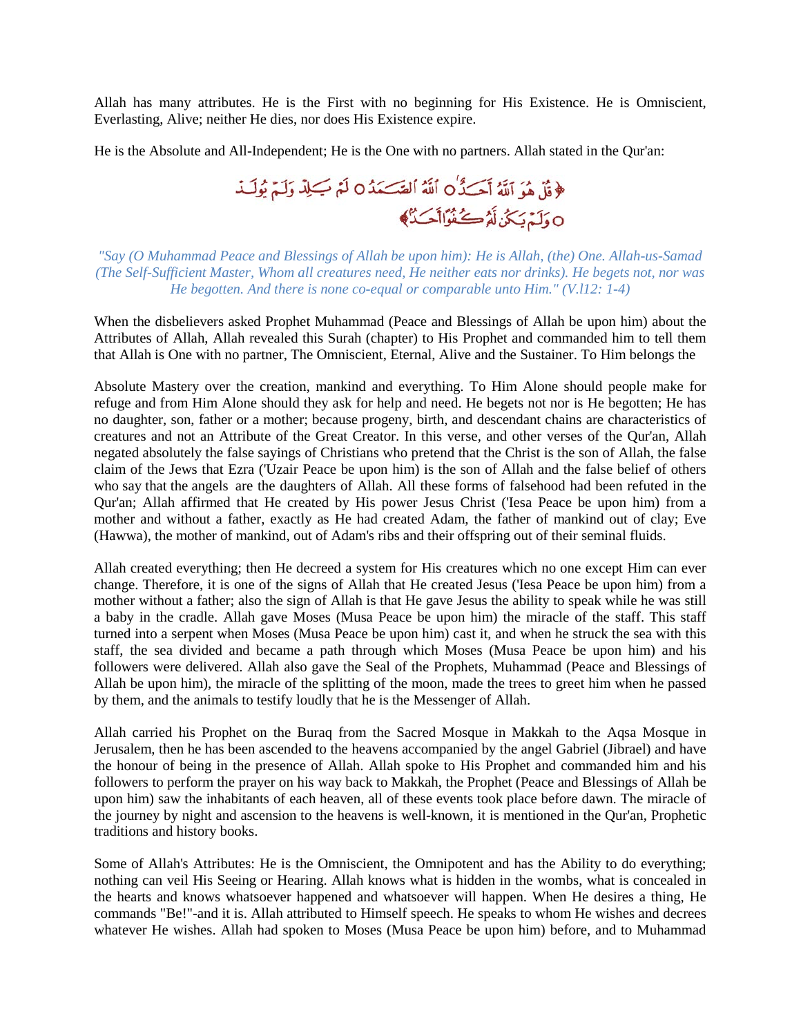Allah has many attributes. He is the First with no beginning for His Existence. He is Omniscient, Everlasting, Alive; neither He dies, nor does His Existence expire.

He is the Absolute and All-Independent; He is the One with no partners. Allah stated in the Qur'an:

﴿قُلْ هُوَ ٱللَّهُ أَحَدٌ ۝ ٱللَّهُ ٱلصَّمَدُ ۝ لَمْ يَلِدْ وَلَمْ يُولَدْ ۝ وَلَمْ يَكُن لَّهُۥ كُفُوًا أَحَدٌۢ﴾

*"Say (O Muhammad Peace and Blessings of Allah be upon him): He is Allah, (the) One. Allah-us-Samad (The Self-Sufficient Master, Whom all creatures need, He neither eats nor drinks). He begets not, nor was He begotten. And there is none co-equal or comparable unto Him." (V.112: 1-4)*

When the disbelievers asked Prophet Muhammad (Peace and Blessings of Allah be upon him) about the Attributes of Allah, Allah revealed this Surah (chapter) to His Prophet and commanded him to tell them that Allah is One with no partner, The Omniscient, Eternal, Alive and the Sustainer. To Him belongs the

Absolute Mastery over the creation, mankind and everything. To Him Alone should people make for refuge and from Him Alone should they ask for help and need. He begets not nor is He begotten; He has no daughter, son, father or a mother; because progeny, birth, and descendant chains are characteristics of creatures and not an Attribute of the Great Creator. In this verse, and other verses of the Qur'an, Allah negated absolutely the false sayings of Christians who pretend that the Christ is the son of Allah, the false claim of the Jews that Ezra ('Uzair Peace be upon him) is the son of Allah and the false belief of others who say that the angels are the daughters of Allah. All these forms of falsehood had been refuted in the Qur'an; Allah affirmed that He created by His power Jesus Christ ('Iesa Peace be upon him) from a mother and without a father, exactly as He had created Adam, the father of mankind out of clay; Eve (Hawwa), the mother of mankind, out of Adam's ribs and their offspring out of their seminal fluids.

Allah created everything; then He decreed a system for His creatures which no one except Him can ever change. Therefore, it is one of the signs of Allah that He created Jesus ('Iesa Peace be upon him) from a mother without a father; also the sign of Allah is that He gave Jesus the ability to speak while he was still a baby in the cradle. Allah gave Moses (Musa Peace be upon him) the miracle of the staff. This staff turned into a serpent when Moses (Musa Peace be upon him) cast it, and when he struck the sea with this staff, the sea divided and became a path through which Moses (Musa Peace be upon him) and his followers were delivered. Allah also gave the Seal of the Prophets, Muhammad (Peace and Blessings of Allah be upon him), the miracle of the splitting of the moon, made the trees to greet him when he passed by them, and the animals to testify loudly that he is the Messenger of Allah.

Allah carried his Prophet on the Buraq from the Sacred Mosque in Makkah to the Aqsa Mosque in Jerusalem, then he has been ascended to the heavens accompanied by the angel Gabriel (Jibrael) and have the honour of being in the presence of Allah. Allah spoke to His Prophet and commanded him and his followers to perform the prayer on his way back to Makkah, the Prophet (Peace and Blessings of Allah be upon him) saw the inhabitants of each heaven, all of these events took place before dawn. The miracle of the journey by night and ascension to the heavens is well-known, it is mentioned in the Qur'an, Prophetic traditions and history books.

Some of Allah's Attributes: He is the Omniscient, the Omnipotent and has the Ability to do everything; nothing can veil His Seeing or Hearing. Allah knows what is hidden in the wombs, what is concealed in the hearts and knows whatsoever happened and whatsoever will happen. When He desires a thing, He commands "Be!"-and it is. Allah attributed to Himself speech. He speaks to whom He wishes and decrees whatever He wishes. Allah had spoken to Moses (Musa Peace be upon him) before, and to Muhammad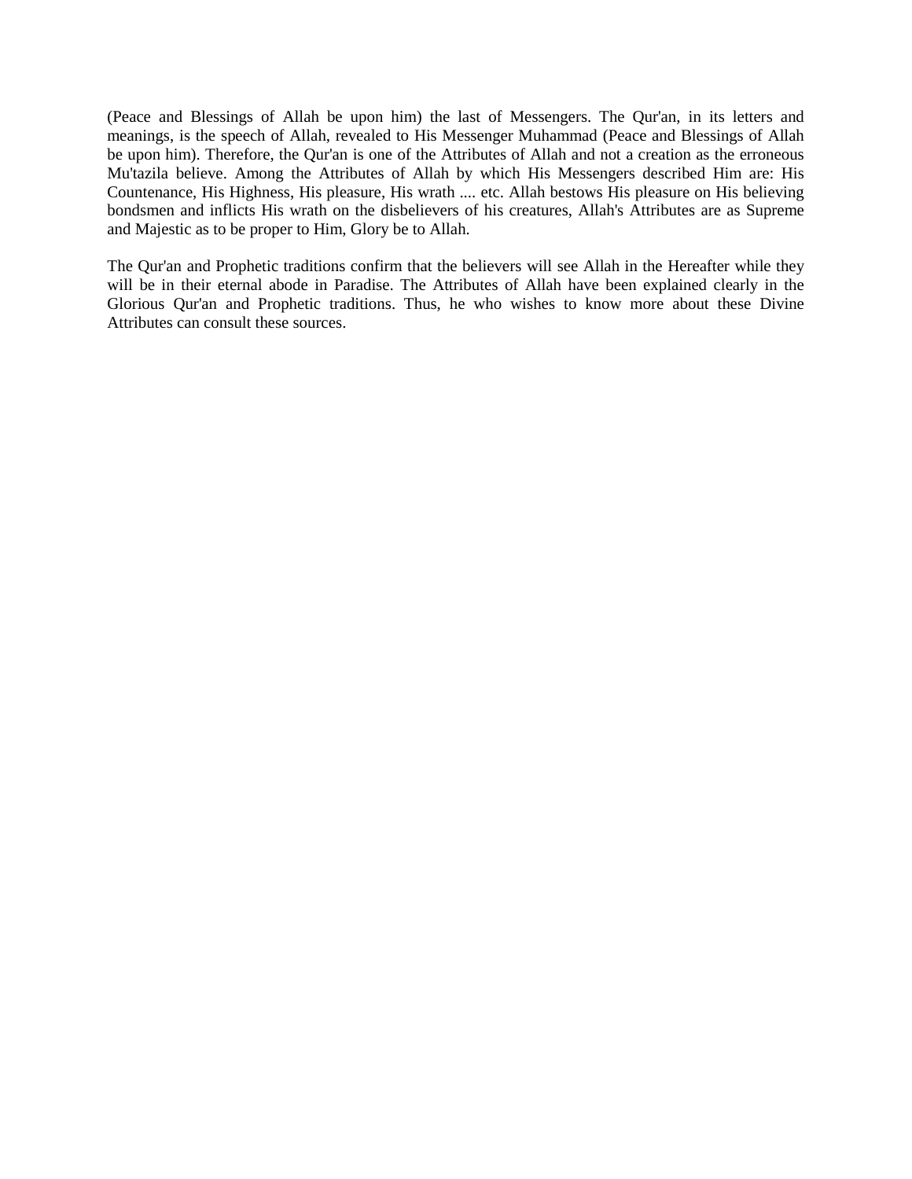(Peace and Blessings of Allah be upon him) the last of Messengers. The Qur'an, in its letters and meanings, is the speech of Allah, revealed to His Messenger Muhammad (Peace and Blessings of Allah be upon him). Therefore, the Qur'an is one of the Attributes of Allah and not a creation as the erroneous Mu'tazila believe. Among the Attributes of Allah by which His Messengers described Him are: His Countenance, His Highness, His pleasure, His wrath .... etc. Allah bestows His pleasure on His believing bondsmen and inflicts His wrath on the disbelievers of his creatures, Allah's Attributes are as Supreme and Majestic as to be proper to Him, Glory be to Allah.

The Qur'an and Prophetic traditions confirm that the believers will see Allah in the Hereafter while they will be in their eternal abode in Paradise. The Attributes of Allah have been explained clearly in the Glorious Qur'an and Prophetic traditions. Thus, he who wishes to know more about these Divine Attributes can consult these sources.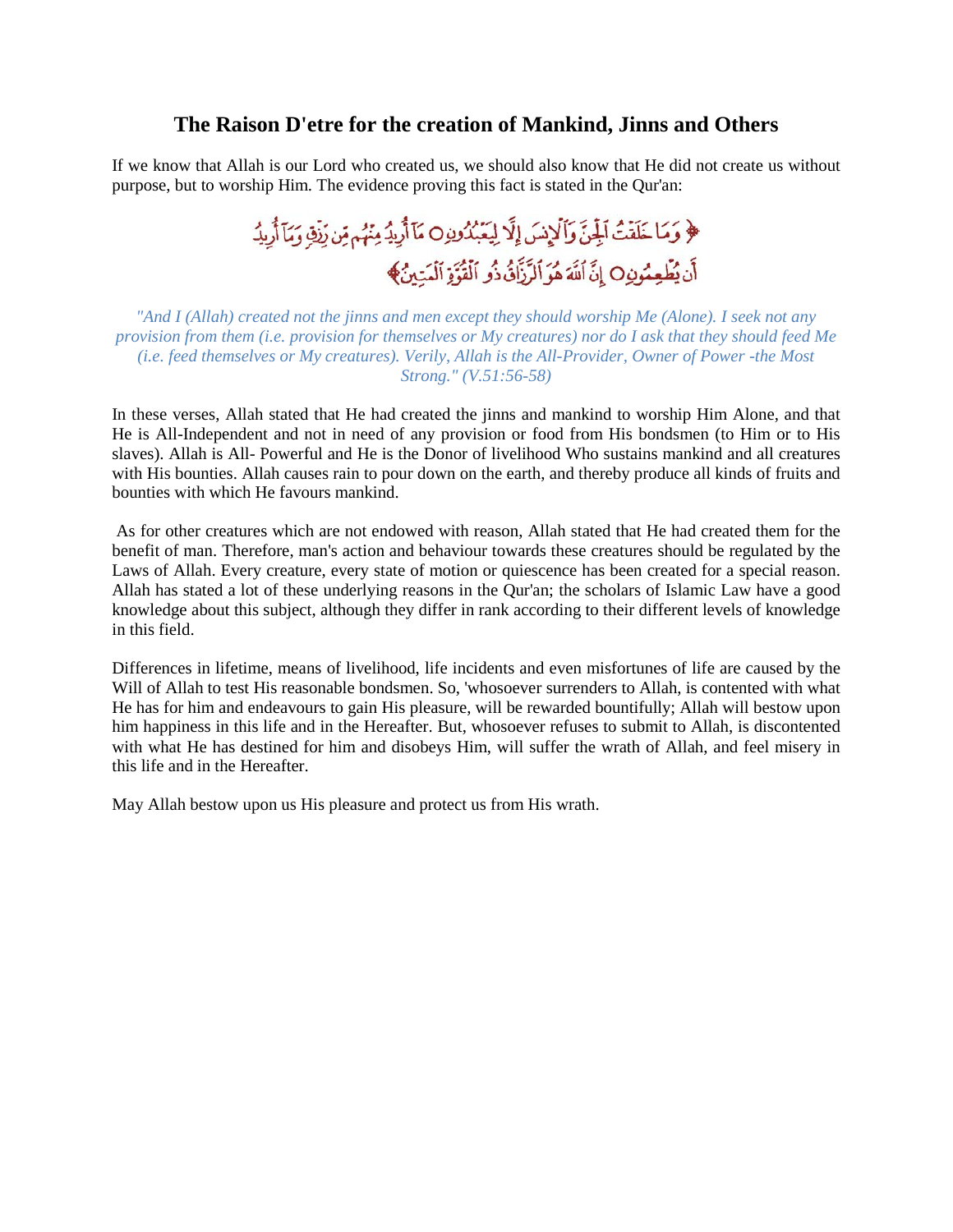## The Raison D'etre for the creation of Mankind, Jinns and Others

If we know that Allah is our Lord who created us, we should also know that He did not create us without purpose, but to worship Him. The evidence proving this fact is stated in the Qur'an:

﴿ وَمَا خَلَقْتُ ٱلْجِنَّ وَٱلْإِنسَ إِلَّا لِيَعْبُدُونِ ۝ مَآ أُرِيدُ مِنْهُم مِّن رِّزْقٍ وَمَآ أُرِيدُ أَن يُطْعِمُونِ ۝ إِنَّ ٱللَّهَ هُوَ ٱلرَّزَّاقُ ذُو ٱلْقُوَّةِ ٱلْمَتِينُ ﴾

*"And I (Allah) created not the jinns and men except they should worship Me (Alone). I seek not any provision from them (i.e. provision for themselves or My creatures) nor do I ask that they should feed Me (i.e. feed themselves or My creatures). Verily, Allah is the All-Provider, Owner of Power -the Most Strong." (V.51:56-58)*

In these verses, Allah stated that He had created the jinns and mankind to worship Him Alone, and that He is All-Independent and not in need of any provision or food from His bondsmen (to Him or to His slaves). Allah is All- Powerful and He is the Donor of livelihood Who sustains mankind and all creatures with His bounties. Allah causes rain to pour down on the earth, and thereby produce all kinds of fruits and bounties with which He favours mankind.

As for other creatures which are not endowed with reason, Allah stated that He had created them for the benefit of man. Therefore, man's action and behaviour towards these creatures should be regulated by the Laws of Allah. Every creature, every state of motion or quiescence has been created for a special reason. Allah has stated a lot of these underlying reasons in the Qur'an; the scholars of Islamic Law have a good knowledge about this subject, although they differ in rank according to their different levels of knowledge in this field.

Differences in lifetime, means of livelihood, life incidents and even misfortunes of life are caused by the Will of Allah to test His reasonable bondsmen. So, 'whosoever surrenders to Allah, is contented with what He has for him and endeavours to gain His pleasure, will be rewarded bountifully; Allah will bestow upon him happiness in this life and in the Hereafter. But, whosoever refuses to submit to Allah, is discontented with what He has destined for him and disobeys Him, will suffer the wrath of Allah, and feel misery in this life and in the Hereafter.

May Allah bestow upon us His pleasure and protect us from His wrath.